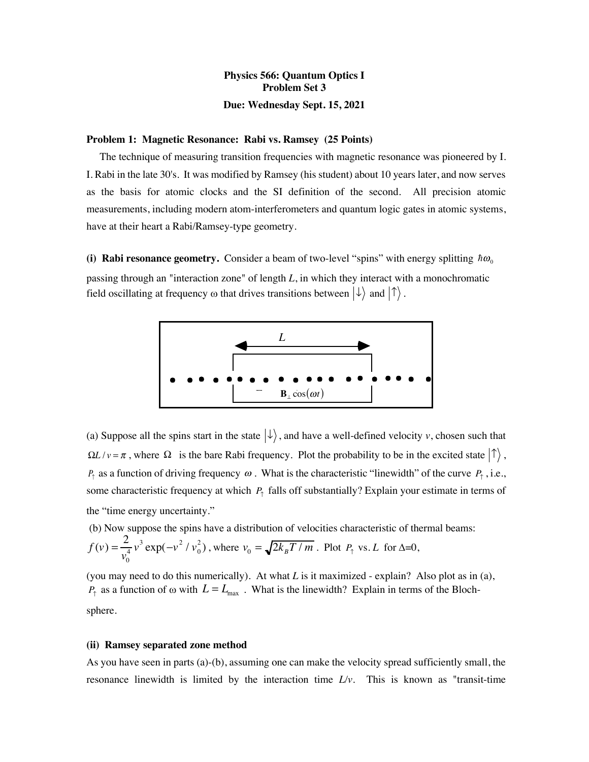# Physics 566: Quantum Optics I
## Problem Set 3
### Due: Wednesday Sept. 15, 2021

**Problem 1: Magnetic Resonance: Rabi vs. Ramsey (25 Points)**

The technique of measuring transition frequencies with magnetic resonance was pioneered by I. I. Rabi in the late 30's. It was modified by Ramsey (his student) about 10 years later, and now serves as the basis for atomic clocks and the SI definition of the second. All precision atomic measurements, including modern atom-interferometers and quantum logic gates in atomic systems, have at their heart a Rabi/Ramsey-type geometry.

**(i) Rabi resonance geometry.** Consider a beam of two-level "spins" with energy splitting $\hbar\omega_0$ passing through an "interaction zone" of length $L$, in which they interact with a monochromatic field oscillating at frequency $\omega$ that drives transitions between $|\downarrow\rangle$ and $|\uparrow\rangle$.

$L$

$\mathbf{B}_\perp \cos(\omega t)$

(a) Suppose all the spins start in the state $|\downarrow\rangle$, and have a well-defined velocity $v$, chosen such that $\Omega L / v = \pi$, where $\Omega$ is the bare Rabi frequency. Plot the probability to be in the excited state $|\uparrow\rangle$, $P_\uparrow$ as a function of driving frequency $\omega$. What is the characteristic "linewidth" of the curve $P_\uparrow$, i.e., some characteristic frequency at which $P_\uparrow$ falls off substantially? Explain your estimate in terms of the "time energy uncertainty."

(b) Now suppose the spins have a distribution of velocities characteristic of thermal beams: $f(v) = \frac{2}{v_0^4} v^3 \exp(-v^2 / v_0^2)$, where $v_0 = \sqrt{2k_B T / m}$. Plot $P_\uparrow$ vs. $L$ for $\Delta$=0, (you may need to do this numerically). At what $L$ is it maximized - explain? Also plot as in (a), $P_\uparrow$ as a function of $\omega$ with $L = L_{\max}$. What is the linewidth? Explain in terms of the Bloch-sphere.

**(ii) Ramsey separated zone method**

As you have seen in parts (a)-(b), assuming one can make the velocity spread sufficiently small, the resonance linewidth is limited by the interaction time $L/v$. This is known as "transit-time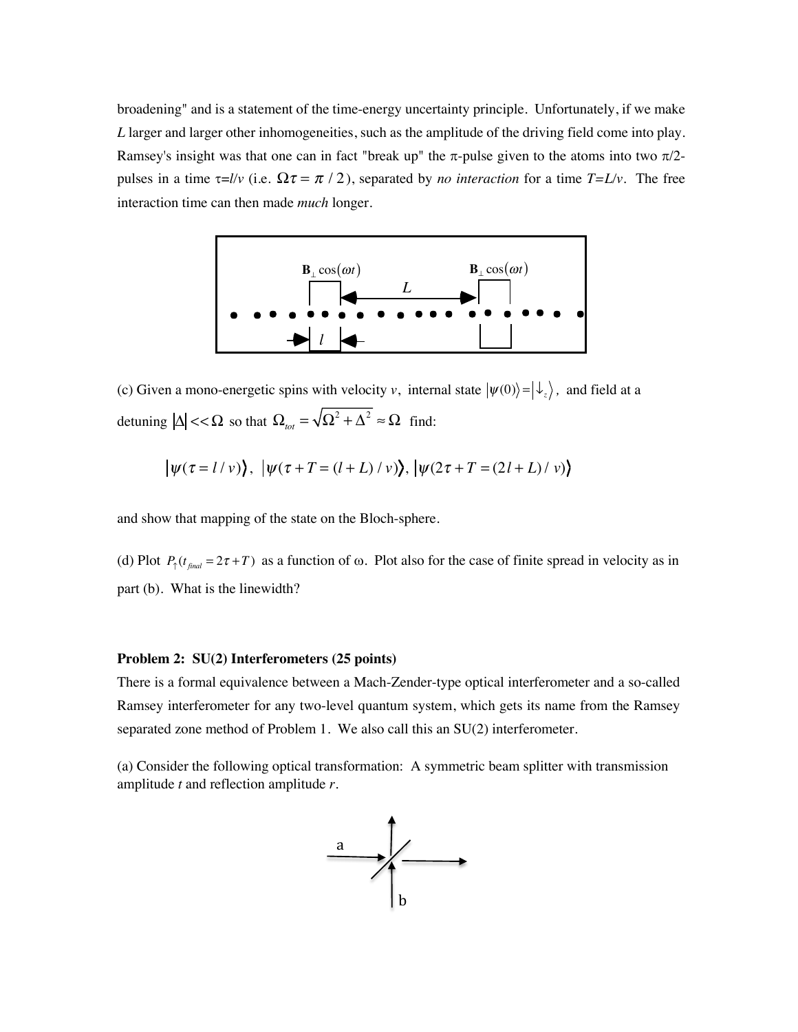broadening" and is a statement of the time-energy uncertainty principle. Unfortunately, if we make $L$ larger and larger other inhomogeneities, such as the amplitude of the driving field come into play. Ramsey's insight was that one can in fact "break up" the $\pi$-pulse given to the atoms into two $\pi/2$-pulses in a time $\tau = l/v$ (i.e. $\Omega\tau = \pi/2$), separated by *no interaction* for a time $T = L/v$. The free interaction time can then made *much* longer.

(c) Given a mono-energetic spins with velocity $v$, internal state $|\psi(0)\rangle = |\downarrow_z\rangle$, and field at a detuning $|\Delta| << \Omega$ so that $\Omega_{tot} = \sqrt{\Omega^2 + \Delta^2} \approx \Omega$ find:

$$|\psi(\tau = l/v)\rangle, \; |\psi(\tau + T = (l+L)/v)\rangle, \; |\psi(2\tau + T = (2l+L)/v)\rangle$$

and show that mapping of the state on the Bloch-sphere.

(d) Plot $P_\uparrow(t_{final} = 2\tau + T)$ as a function of $\omega$. Plot also for the case of finite spread in velocity as in part (b). What is the linewidth?

**Problem 2: SU(2) Interferometers (25 points)**

There is a formal equivalence between a Mach-Zender-type optical interferometer and a so-called Ramsey interferometer for any two-level quantum system, which gets its name from the Ramsey separated zone method of Problem 1. We also call this an SU(2) interferometer.

(a) Consider the following optical transformation: A symmetric beam splitter with transmission amplitude $t$ and reflection amplitude $r$.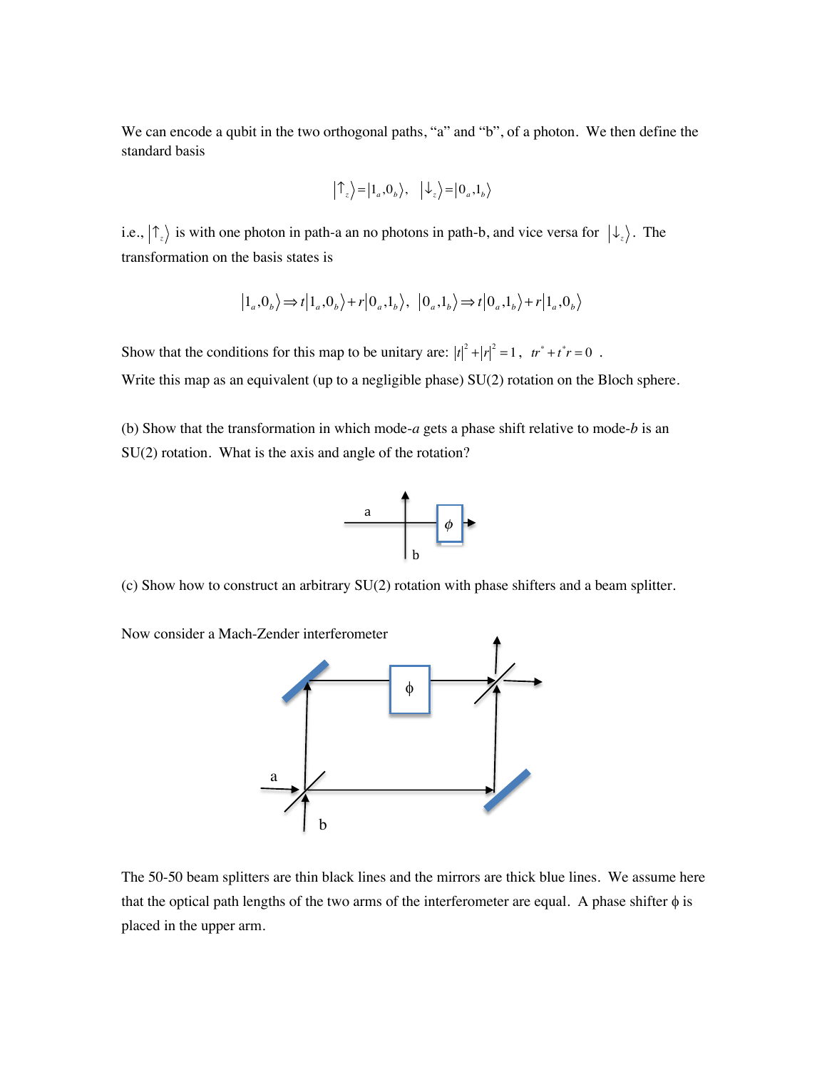We can encode a qubit in the two orthogonal paths, "a" and "b", of a photon. We then define the standard basis

$$|\uparrow_z\rangle = |1_a, 0_b\rangle, \quad |\downarrow_z\rangle = |0_a, 1_b\rangle$$

i.e., $|\uparrow_z\rangle$ is with one photon in path-a an no photons in path-b, and vice versa for $|\downarrow_z\rangle$. The transformation on the basis states is

$$|1_a, 0_b\rangle \Rightarrow t|1_a, 0_b\rangle + r|0_a, 1_b\rangle, \quad |0_a, 1_b\rangle \Rightarrow t|0_a, 1_b\rangle + r|1_a, 0_b\rangle$$

Show that the conditions for this map to be unitary are: $|t|^2 + |r|^2 = 1$, $tr^* + t^* r = 0$ .

Write this map as an equivalent (up to a negligible phase) SU(2) rotation on the Bloch sphere.

(b) Show that the transformation in which mode-*a* gets a phase shift relative to mode-*b* is an SU(2) rotation. What is the axis and angle of the rotation?

(c) Show how to construct an arbitrary SU(2) rotation with phase shifters and a beam splitter.

Now consider a Mach-Zender interferometer

The 50-50 beam splitters are thin black lines and the mirrors are thick blue lines. We assume here that the optical path lengths of the two arms of the interferometer are equal. A phase shifter $\phi$ is placed in the upper arm.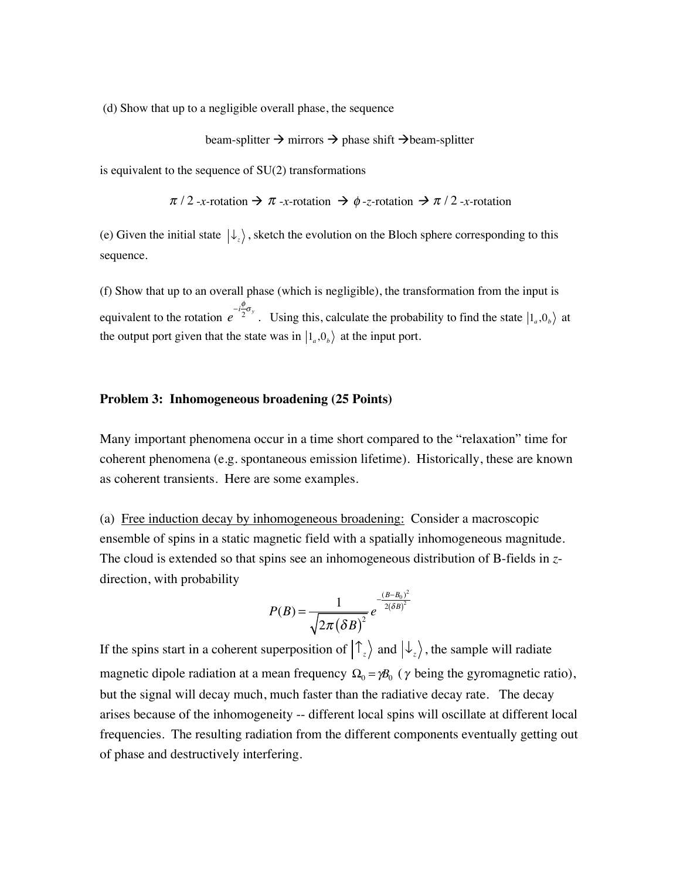(d) Show that up to a negligible overall phase, the sequence

beam-splitter → mirrors → phase shift → beam-splitter

is equivalent to the sequence of SU(2) transformations

$\pi/2$ -$x$-rotation → $\pi$ -$x$-rotation → $\phi$ -$z$-rotation → $\pi/2$ -$x$-rotation

(e) Given the initial state $|\downarrow_z\rangle$, sketch the evolution on the Bloch sphere corresponding to this sequence.

(f) Show that up to an overall phase (which is negligible), the transformation from the input is equivalent to the rotation $e^{-i\frac{\phi}{2}\sigma_y}$. Using this, calculate the probability to find the state $|1_a, 0_b\rangle$ at the output port given that the state was in $|1_a, 0_b\rangle$ at the input port.

## Problem 3: Inhomogeneous broadening (25 Points)

Many important phenomena occur in a time short compared to the "relaxation" time for coherent phenomena (e.g. spontaneous emission lifetime). Historically, these are known as coherent transients. Here are some examples.

(a) Free induction decay by inhomogeneous broadening: Consider a macroscopic ensemble of spins in a static magnetic field with a spatially inhomogeneous magnitude. The cloud is extended so that spins see an inhomogeneous distribution of B-fields in $z$-direction, with probability

$$P(B) = \frac{1}{\sqrt{2\pi(\delta B)^2}} e^{-\frac{(B-B_0)^2}{2(\delta B)^2}}$$

If the spins start in a coherent superposition of $|\uparrow_z\rangle$ and $|\downarrow_z\rangle$, the sample will radiate magnetic dipole radiation at a mean frequency $\Omega_0 = \gamma B_0$ ($\gamma$ being the gyromagnetic ratio), but the signal will decay much, much faster than the radiative decay rate. The decay arises because of the inhomogeneity -- different local spins will oscillate at different local frequencies. The resulting radiation from the different components eventually getting out of phase and destructively interfering.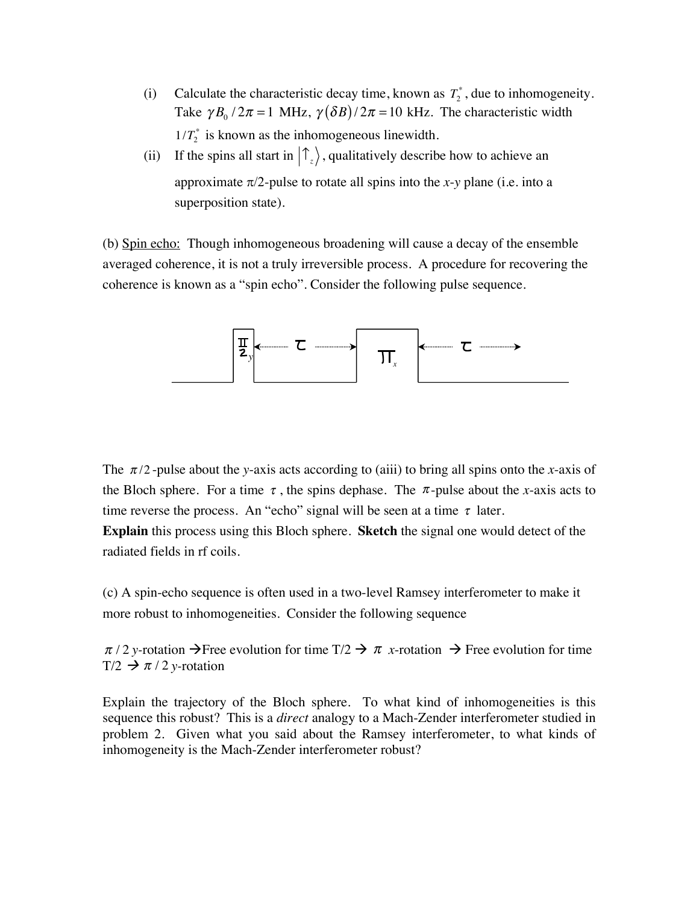(i) Calculate the characteristic decay time, known as $T_2^*$, due to inhomogeneity. Take $\gamma B_0 / 2\pi = 1$ MHz, $\gamma(\delta B)/2\pi = 10$ kHz. The characteristic width $1/T_2^*$ is known as the inhomogeneous linewidth.

(ii) If the spins all start in $\left|\uparrow_z\right\rangle$, qualitatively describe how to achieve an approximate π/2-pulse to rotate all spins into the *x*-*y* plane (i.e. into a superposition state).

(b) Spin echo: Though inhomogeneous broadening will cause a decay of the ensemble averaged coherence, it is not a truly irreversible process. A procedure for recovering the coherence is known as a "spin echo". Consider the following pulse sequence.

$\frac{\pi}{2}_y$ ← $\tau$ → $\pi_x$ ← $\tau$ →

The $\pi/2$-pulse about the *y*-axis acts according to (aiii) to bring all spins onto the *x*-axis of the Bloch sphere. For a time $\tau$, the spins dephase. The $\pi$-pulse about the *x*-axis acts to time reverse the process. An "echo" signal will be seen at a time $\tau$ later.

**Explain** this process using this Bloch sphere. **Sketch** the signal one would detect of the radiated fields in rf coils.

(c) A spin-echo sequence is often used in a two-level Ramsey interferometer to make it more robust to inhomogeneities. Consider the following sequence

$\pi/2$ *y*-rotation → Free evolution for time T/2 → $\pi$ *x*-rotation → Free evolution for time T/2 → $\pi/2$ *y*-rotation

Explain the trajectory of the Bloch sphere. To what kind of inhomogeneities is this sequence this robust? This is a *direct* analogy to a Mach-Zender interferometer studied in problem 2. Given what you said about the Ramsey interferometer, to what kinds of inhomogeneity is the Mach-Zender interferometer robust?